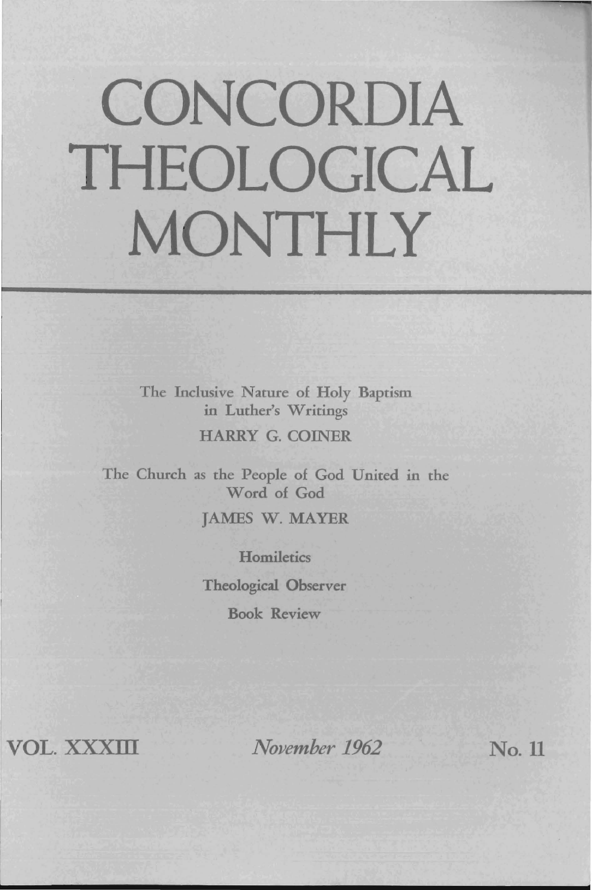# CONCORDIA THEOLOGICAL MONTHLY

The Inclusive Nature of Holy Baptism in Luther's Writings

HARRY G. COINER

The Church as the People of God United in the Word of God

JAMES W. MAYER

Homiletics

Theological Observer

Book Review

VOL. XXXIII *November 1962* No. 11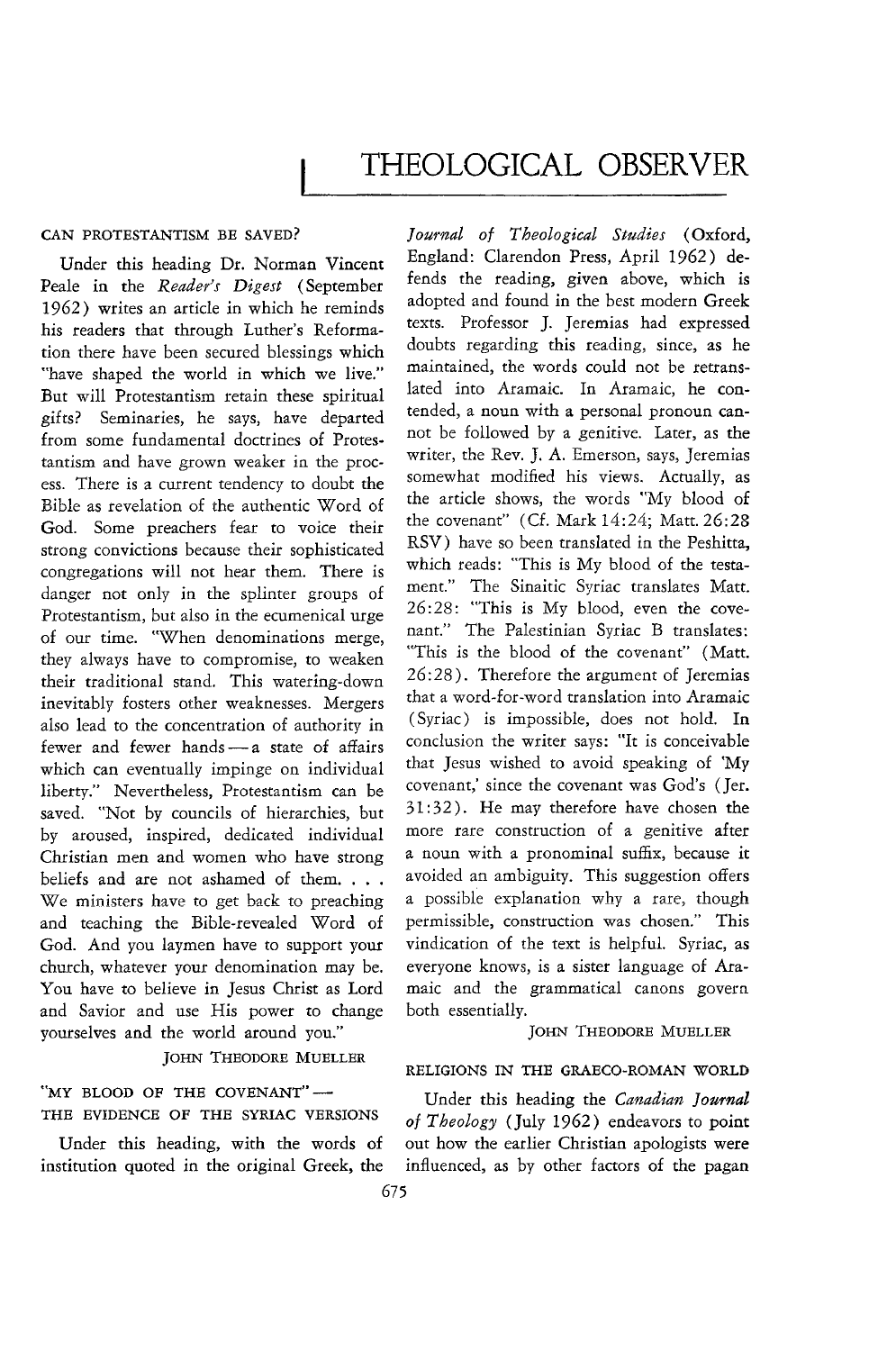# THEOLOGICAL OBSERVER

## CAN PROTESTANTISM BE SAVED?

Under this heading Dr. Norman Vincent Peale in the *Reader's Digest* (September 1962) writes an article in which he reminds his readers that through Luther's Reformation there have been secured blessings which "have shaped the world in which we live." But will Protestantism retain these spiritual gifts? Seminaries, he says, have departed from some fundamental doctrines of Protestantism and have grown weaker in the process. There is a current tendency to doubt the Bible as revelation of the authentic Word of God. Some preachers fear to voice their strong convictions because their sophisticated congregations will not hear them. There is danger not only in the splinter groups of Protestantism, but also in the ecumenical urge of our time. "When denominations merge, they always have to compromise, to weaken their traditional stand. This watering-down inevitably fosters other weaknesses. Mergers also lead to the concentration of authority in fewer and fewer hands — a state of affairs which can eventually impinge on individual liberty." Nevertheless, Protestantism can be saved. "Not by councils of hierarchies, but by aroused, inspired, dedicated individual Christian men and women who have strong beliefs and are not ashamed of them. . . . We ministers have to get back to preaching and teaching the Bible-revealed Word of God. And you laymen have to support your church, whatever your denomination may be. You have to believe in Jesus Christ as Lord and Savior and use His power to change yourselves and the world around you."

JOHN THEODORE MUELLER

## "MY BLOOD OF THE COVENANT" — THE EVIDENCE OF THE SYRIAC VERSIONS

Under this heading, with the words of institution quoted in the original Greek, the *Journal of Theological Studies* (Oxford, England: Clarendon Press, April 1962) defends the reading, given above, which is adopted and found in the best modern Greek texts. Professor J. Jeremias had expressed doubts regarding this reading, since, as he maintained, the words could not be retranslated into Aramaic. In Aramaic, he contended, a noun with a personal pronoun cannot be followed by a genitive. Later, as the writer, the Rev. J. A. Emerson, says, Jeremias somewhat modified his views. Actually, as the article shows, the words "My blood of the covenant" (Cf. Mark 14:24; Matt. 26:28 RSV) have so been translated in the Peshitta, which reads: "This is My blood of the testament." The Sinaitic Syriac translates Matt. 26:28: "This is My blood, even the covenant." The Palestinian Syriac B translates: "This is the blood of the covenant" (Matt. 26:28). Therefore the argument of Jeremias that a word-for-word translation into Aramaic (Syriac) is impossible, does not hold. In conclusion the writer says: "It is conceivable that Jesus wished to avoid speaking of 'My covenant,' since the covenant was God's (Jer. 31:32). He may therefore have chosen the more rare construction of a genitive after a noun with a pronominal suffix, because it avoided an ambiguity. This suggestion offers a possible explanation why a rare, though permissible, construction was chosen." This vindication of the text is helpful. Syriac, as everyone knows, is a sister language of Aramaic and the grammatical canons govern both essentially.

JOHN THEODORE MUELLER

## RELIGIONS IN THE GRAECO-ROMAN WORLD

Under this heading the *Canadian Journal of Theology* (July 1962) endeavors to point out how the earlier Christian apologists were influenced, as by other factors of the pagan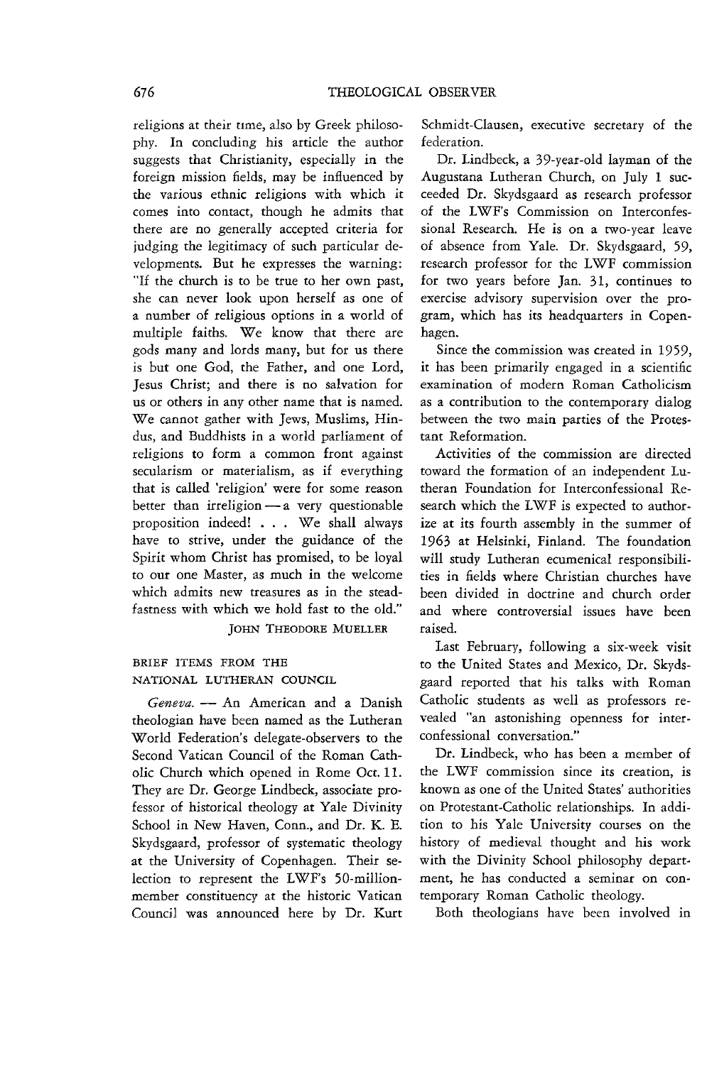religions at their time, also by Greek philosophy. In concluding his article the author suggests that Christianity, especially in the foreign mission fields, may be influenced by the various ethnic religions with which it comes into contact, though he admits that there are no generally accepted criteria for judging the legitimacy of such particular developments. But he expresses the warning: "If the church is to be true to her own past, she can never look upon herself as one of a number of religious options in a world of multiple faiths. We know that there are gods many and lords many, but for us there is but one God, the Father, and one Lord, Jesus Christ; and there is no salvation for us or others in any other name that is named. We cannot gather with Jews, Muslims, Hindus, and Buddhists in a world parliament of religions to form a common front against secularism or materialism, as if everything that is called 'religion' were for some reason better than irreligion — a very questionable proposition indeed! . . . We shall always have to strive, under the guidance of the Spirit whom Christ has promised, to be loyal to our one Master, as much in the welcome which admits new treasures as in the steadfastness with which we hold fast to the old."

JOHN THEODORE MUELLER

## BRIEF ITEMS FROM THE NATIONAL LUTHERAN COUNCIL

*Geneva.* — An American and a Danish theologian have been named as the Lutheran World Federation's delegate-observers to the Second Vatican Council of the Roman Catholic Church which opened in Rome Oct. 11. They are Dr. George Lindbeck, associate professor of historical theology at Yale Divinity School in New Haven, Conn., and Dr. K. E. Skydsgaard, professor of systematic theology at the University of Copenhagen. Their selection to represent the LWF's 50-million-member constituency at the historic Vatican Council was announced here by Dr. Kurt Schmidt-Clausen, executive secretary of the federation.

Dr. Lindbeck, a 39-year-old layman of the Augustana Lutheran Church, on July 1 succeeded Dr. Skydsgaard as research professor of the LWF's Commission on Interconfessional Research. He is on a two-year leave of absence from Yale. Dr. Skydsgaard, 59, research professor for the LWF commission for two years before Jan. 31, continues to exercise advisory supervision over the program, which has its headquarters in Copenhagen.

Since the commission was created in 1959, it has been primarily engaged in a scientific examination of modern Roman Catholicism as a contribution to the contemporary dialog between the two main parties of the Protestant Reformation.

Activities of the commission are directed toward the formation of an independent Lutheran Foundation for Interconfessional Research which the LWF is expected to authorize at its fourth assembly in the summer of 1963 at Helsinki, Finland. The foundation will study Lutheran ecumenical responsibilities in fields where Christian churches have been divided in doctrine and church order and where controversial issues have been raised.

Last February, following a six-week visit to the United States and Mexico, Dr. Skydsgaard reported that his talks with Roman Catholic students as well as professors revealed "an astonishing openness for interconfessional conversation."

Dr. Lindbeck, who has been a member of the LWF commission since its creation, is known as one of the United States' authorities on Protestant-Catholic relationships. In addition to his Yale University courses on the history of medieval thought and his work with the Divinity School philosophy department, he has conducted a seminar on contemporary Roman Catholic theology.

Both theologians have been involved in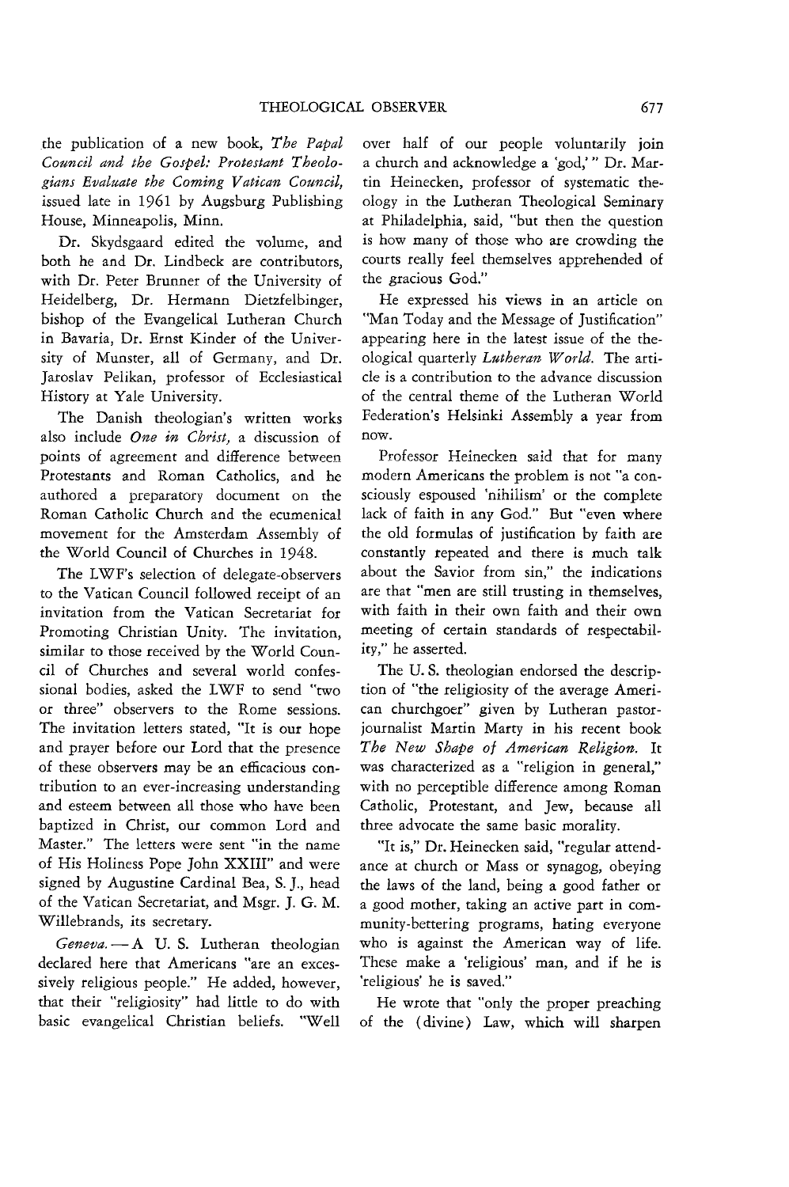the publication of a new book, *The Papal Council and the Gospel: Protestant Theologians Evaluate the Coming Vatican Council,* issued late in 1961 by Augsburg Publishing House, Minneapolis, Minn.

Dr. Skydsgaard edited the volume, and both he and Dr. Lindbeck are contributors, with Dr. Peter Brunner of the University of Heidelberg, Dr. Hermann Dietzfelbinger, bishop of the Evangelical Lutheran Church in Bavaria, Dr. Ernst Kinder of the University of Munster, all of Germany, and Dr. Jaroslav Pelikan, professor of Ecclesiastical History at Yale University.

The Danish theologian's written works also include *One in Christ,* a discussion of points of agreement and difference between Protestants and Roman Catholics, and he authored a preparatory document on the Roman Catholic Church and the ecumenical movement for the Amsterdam Assembly of the World Council of Churches in 1948.

The LWF's selection of delegate-observers to the Vatican Council followed receipt of an invitation from the Vatican Secretariat for Promoting Christian Unity. The invitation, similar to those received by the World Council of Churches and several world confessional bodies, asked the LWF to send "two or three" observers to the Rome sessions. The invitation letters stated, "It is our hope and prayer before our Lord that the presence of these observers may be an efficacious contribution to an ever-increasing understanding and esteem between all those who have been baptized in Christ, our common Lord and Master." The letters were sent "in the name of His Holiness Pope John XXIII" and were signed by Augustine Cardinal Bea, S. J., head of the Vatican Secretariat, and Msgr. J. G. M. Willebrands, its secretary.

*Geneva.* — A U. S. Lutheran theologian declared here that Americans "are an excessively religious people." He added, however, that their "religiosity" had little to do with basic evangelical Christian beliefs. "Well over half of our people voluntarily join a church and acknowledge a 'god,'" Dr. Martin Heinecken, professor of systematic theology in the Lutheran Theological Seminary at Philadelphia, said, "but then the question is how many of those who are crowding the courts really feel themselves apprehended of the gracious God."

He expressed his views in an article on "Man Today and the Message of Justification" appearing here in the latest issue of the theological quarterly *Lutheran World.* The article is a contribution to the advance discussion of the central theme of the Lutheran World Federation's Helsinki Assembly a year from now.

Professor Heinecken said that for many modern Americans the problem is not "a consciously espoused 'nihilism' or the complete lack of faith in any God." But "even where the old formulas of justification by faith are constantly repeated and there is much talk about the Savior from sin," the indications are that "men are still trusting in themselves, with faith in their own faith and their own meeting of certain standards of respectability," he asserted.

The U. S. theologian endorsed the description of "the religiosity of the average American churchgoer" given by Lutheran pastor-journalist Martin Marty in his recent book *The New Shape of American Religion.* It was characterized as a "religion in general," with no perceptible difference among Roman Catholic, Protestant, and Jew, because all three advocate the same basic morality.

"It is," Dr. Heinecken said, "regular attendance at church or Mass or synagogue, obeying the laws of the land, being a good father or a good mother, taking an active part in community-bettering programs, hating everyone who is against the American way of life. These make a 'religious' man, and if he is 'religious' he is saved."

He wrote that "only the proper preaching of the (divine) Law, which will sharpen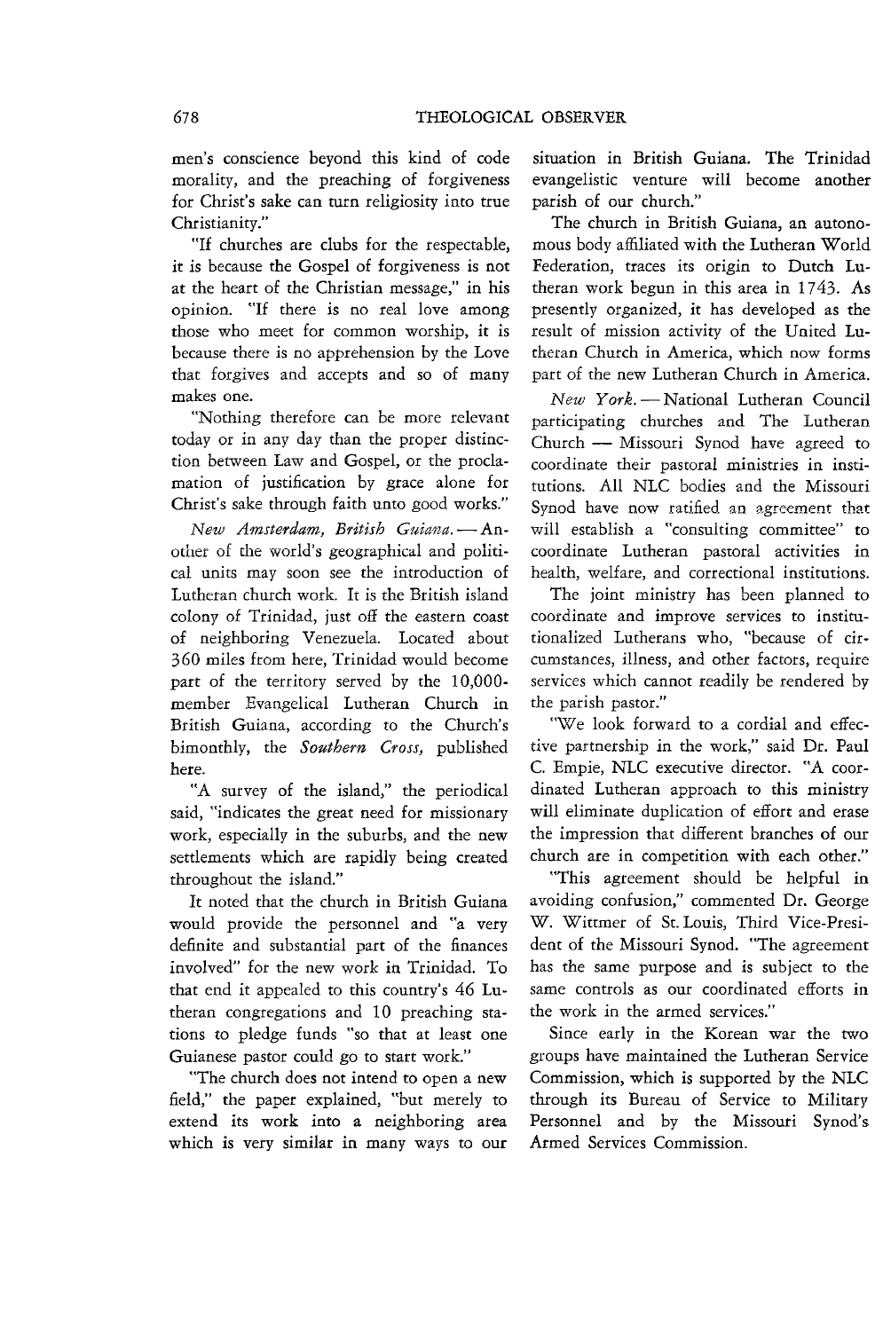men's conscience beyond this kind of code morality, and the preaching of forgiveness for Christ's sake can turn religiosity into true Christianity."

"If churches are clubs for the respectable, it is because the Gospel of forgiveness is not at the heart of the Christian message," in his opinion. "If there is no real love among those who meet for common worship, it is because there is no apprehension by the Love that forgives and accepts and so of many makes one.

"Nothing therefore can be more relevant today or in any day than the proper distinction between Law and Gospel, or the proclamation of justification by grace alone for Christ's sake through faith unto good works."

*New Amsterdam, British Guiana.* — Another of the world's geographical and political units may soon see the introduction of Lutheran church work. It is the British island colony of Trinidad, just off the eastern coast of neighboring Venezuela. Located about 360 miles from here, Trinidad would become part of the territory served by the 10,000-member Evangelical Lutheran Church in British Guiana, according to the Church's bimonthly, the *Southern Cross,* published here.

"A survey of the island," the periodical said, "indicates the great need for missionary work, especially in the suburbs, and the new settlements which are rapidly being created throughout the island."

It noted that the church in British Guiana would provide the personnel and "a very definite and substantial part of the finances involved" for the new work in Trinidad. To that end it appealed to this country's 46 Lutheran congregations and 10 preaching stations to pledge funds "so that at least one Guianese pastor could go to start work."

"The church does not intend to open a new field," the paper explained, "but merely to extend its work into a neighboring area which is very similar in many ways to our situation in British Guiana. The Trinidad evangelistic venture will become another parish of our church."

The church in British Guiana, an autonomous body affiliated with the Lutheran World Federation, traces its origin to Dutch Lutheran work begun in this area in 1743. As presently organized, it has developed as the result of mission activity of the United Lutheran Church in America, which now forms part of the new Lutheran Church in America.

*New York.* — National Lutheran Council participating churches and The Lutheran Church — Missouri Synod have agreed to coordinate their pastoral ministries in institutions. All NLC bodies and the Missouri Synod have now ratified an agreement that will establish a "consulting committee" to coordinate Lutheran pastoral activities in health, welfare, and correctional institutions.

The joint ministry has been planned to coordinate and improve services to institutionalized Lutherans who, "because of circumstances, illness, and other factors, require services which cannot readily be rendered by the parish pastor."

"We look forward to a cordial and effective partnership in the work," said Dr. Paul C. Empie, NLC executive director. "A coordinated Lutheran approach to this ministry will eliminate duplication of effort and erase the impression that different branches of our church are in competition with each other."

"This agreement should be helpful in avoiding confusion," commented Dr. George W. Wittmer of St. Louis, Third Vice-President of the Missouri Synod. "The agreement has the same purpose and is subject to the same controls as our coordinated efforts in the work in the armed services."

Since early in the Korean war the two groups have maintained the Lutheran Service Commission, which is supported by the NLC through its Bureau of Service to Military Personnel and by the Missouri Synod's Armed Services Commission.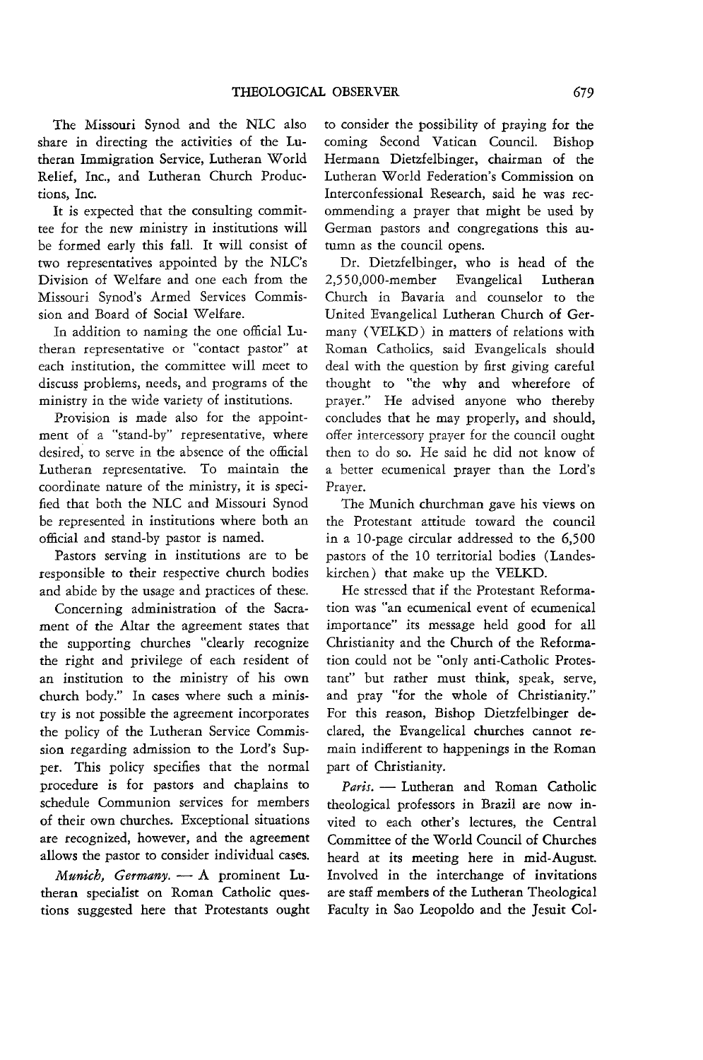The Missouri Synod and the NLC also share in directing the activities of the Lutheran Immigration Service, Lutheran World Relief, Inc., and Lutheran Church Productions, Inc.

It is expected that the consulting committee for the new ministry in institutions will be formed early this fall. It will consist of two representatives appointed by the NLC's Division of Welfare and one each from the Missouri Synod's Armed Services Commission and Board of Social Welfare.

In addition to naming the one official Lutheran representative or "contact pastor" at each institution, the committee will meet to discuss problems, needs, and programs of the ministry in the wide variety of institutions.

Provision is made also for the appointment of a "stand-by" representative, where desired, to serve in the absence of the official Lutheran representative. To maintain the coordinate nature of the ministry, it is specified that both the NLC and Missouri Synod be represented in institutions where both an official and stand-by pastor is named.

Pastors serving in institutions are to be responsible to their respective church bodies and abide by the usage and practices of these.

Concerning administration of the Sacrament of the Altar the agreement states that the supporting churches "clearly recognize the right and privilege of each resident of an institution to the ministry of his own church body." In cases where such a ministry is not possible the agreement incorporates the policy of the Lutheran Service Commission regarding admission to the Lord's Supper. This policy specifies that the normal procedure is for pastors and chaplains to schedule Communion services for members of their own churches. Exceptional situations are recognized, however, and the agreement allows the pastor to consider individual cases.

*Munich, Germany.* — A prominent Lutheran specialist on Roman Catholic questions suggested here that Protestants ought to consider the possibility of praying for the coming Second Vatican Council. Bishop Hermann Dietzfelbinger, chairman of the Lutheran World Federation's Commission on Interconfessional Research, said he was recommending a prayer that might be used by German pastors and congregations this autumn as the council opens.

Dr. Dietzfelbinger, who is head of the 2,550,000-member Evangelical Lutheran Church in Bavaria and counselor to the United Evangelical Lutheran Church of Germany (VELKD) in matters of relations with Roman Catholics, said Evangelicals should deal with the question by first giving careful thought to "the why and wherefore of prayer." He advised anyone who thereby concludes that he may properly, and should, offer intercessory prayer for the council ought then to do so. He said he did not know of a better ecumenical prayer than the Lord's Prayer.

The Munich churchman gave his views on the Protestant attitude toward the council in a 10-page circular addressed to the 6,500 pastors of the 10 territorial bodies (Landeskirchen) that make up the VELKD.

He stressed that if the Protestant Reformation was "an ecumenical event of ecumenical importance" its message held good for all Christianity and the Church of the Reformation could not be "only anti-Catholic Protestant" but rather must think, speak, serve, and pray "for the whole of Christianity." For this reason, Bishop Dietzfelbinger declared, the Evangelical churches cannot remain indifferent to happenings in the Roman part of Christianity.

*Paris.* — Lutheran and Roman Catholic theological professors in Brazil are now invited to each other's lectures, the Central Committee of the World Council of Churches heard at its meeting here in mid-August. Involved in the interchange of invitations are staff members of the Lutheran Theological Faculty in Sao Leopoldo and the Jesuit Col-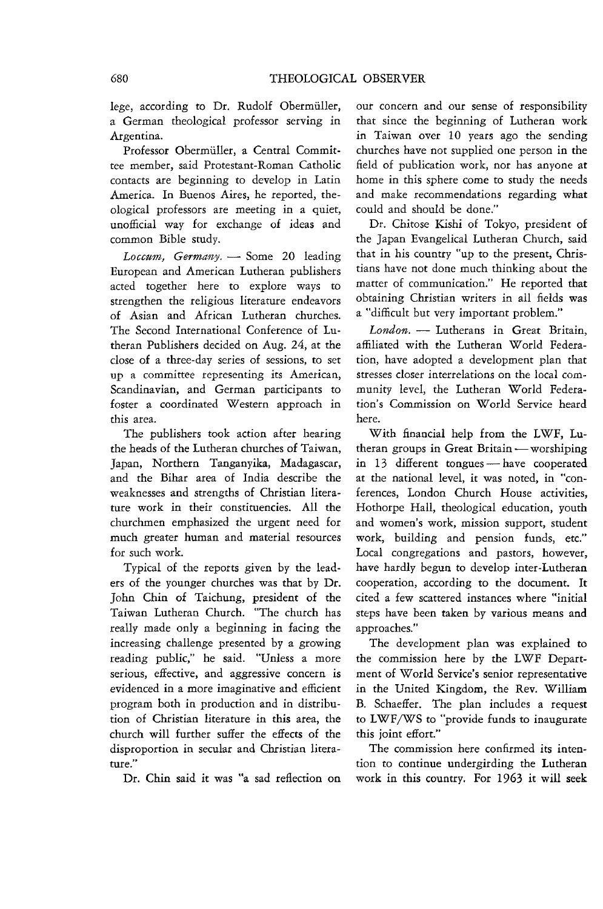lege, according to Dr. Rudolf Obermüller, a German theological professor serving in Argentina.

Professor Obermüller, a Central Committee member, said Protestant-Roman Catholic contacts are beginning to develop in Latin America. In Buenos Aires, he reported, theological professors are meeting in a quiet, unofficial way for exchange of ideas and common Bible study.

*Loccum, Germany.* — Some 20 leading European and American Lutheran publishers acted together here to explore ways to strengthen the religious literature endeavors of Asian and African Lutheran churches. The Second International Conference of Lutheran Publishers decided on Aug. 24, at the close of a three-day series of sessions, to set up a committee representing its American, Scandinavian, and German participants to foster a coordinated Western approach in this area.

The publishers took action after hearing the heads of the Lutheran churches of Taiwan, Japan, Northern Tanganyika, Madagascar, and the Bihar area of India describe the weaknesses and strengths of Christian literature work in their constituencies. All the churchmen emphasized the urgent need for much greater human and material resources for such work.

Typical of the reports given by the leaders of the younger churches was that by Dr. John Chin of Taichung, president of the Taiwan Lutheran Church. "The church has really made only a beginning in facing the increasing challenge presented by a growing reading public," he said. "Unless a more serious, effective, and aggressive concern is evidenced in a more imaginative and efficient program both in production and in distribution of Christian literature in this area, the church will further suffer the effects of the disproportion in secular and Christian literature."

Dr. Chin said it was "a sad reflection on our concern and our sense of responsibility that since the beginning of Lutheran work in Taiwan over 10 years ago the sending churches have not supplied one person in the field of publication work, nor has anyone at home in this sphere come to study the needs and make recommendations regarding what could and should be done."

Dr. Chitose Kishi of Tokyo, president of the Japan Evangelical Lutheran Church, said that in his country "up to the present, Christians have not done much thinking about the matter of communication." He reported that obtaining Christian writers in all fields was a "difficult but very important problem."

*London.* — Lutherans in Great Britain, affiliated with the Lutheran World Federation, have adopted a development plan that stresses closer interrelations on the local community level, the Lutheran World Federation's Commission on World Service heard here.

With financial help from the LWF, Lutheran groups in Great Britain — worshiping in 13 different tongues — have cooperated at the national level, it was noted, in "conferences, London Church House activities, Hothorpe Hall, theological education, youth and women's work, mission support, student work, building and pension funds, etc." Local congregations and pastors, however, have hardly begun to develop inter-Lutheran cooperation, according to the document. It cited a few scattered instances where "initial steps have been taken by various means and approaches."

The development plan was explained to the commission here by the LWF Department of World Service's senior representative in the United Kingdom, the Rev. William B. Schaeffer. The plan includes a request to LWF/WS to "provide funds to inaugurate this joint effort."

The commission here confirmed its intention to continue undergirding the Lutheran work in this country. For 1963 it will seek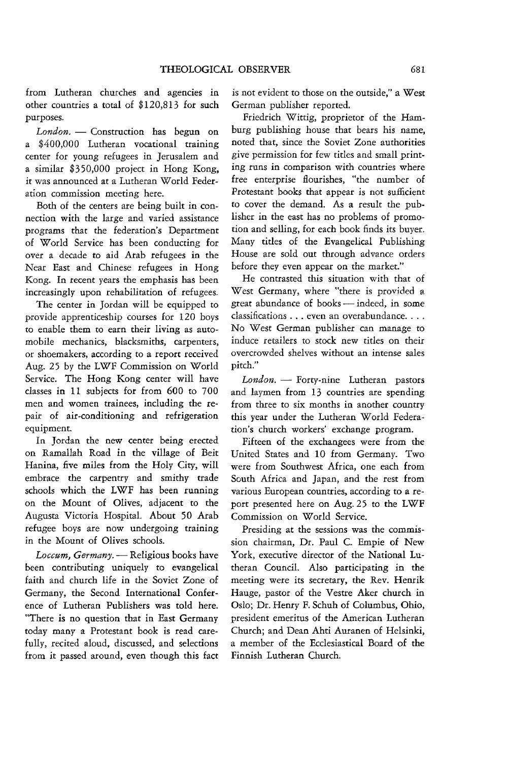from Lutheran churches and agencies in other countries a total of $120,813 for such purposes.

*London.* — Construction has begun on a $400,000 Lutheran vocational training center for young refugees in Jerusalem and a similar $350,000 project in Hong Kong, it was announced at a Lutheran World Federation commission meeting here.

Both of the centers are being built in connection with the large and varied assistance programs that the federation's Department of World Service has been conducting for over a decade to aid Arab refugees in the Near East and Chinese refugees in Hong Kong. In recent years the emphasis has been increasingly upon rehabilitation of refugees.

The center in Jordan will be equipped to provide apprenticeship courses for 120 boys to enable them to earn their living as automobile mechanics, blacksmiths, carpenters, or shoemakers, according to a report received Aug. 25 by the LWF Commission on World Service. The Hong Kong center will have classes in 11 subjects for from 600 to 700 men and women trainees, including the repair of air-conditioning and refrigeration equipment.

In Jordan the new center being erected on Ramallah Road in the village of Beit Hanina, five miles from the Holy City, will embrace the carpentry and smithy trade schools which the LWF has been running on the Mount of Olives, adjacent to the Augusta Victoria Hospital. About 50 Arab refugee boys are now undergoing training in the Mount of Olives schools.

*Loccum, Germany.* — Religious books have been contributing uniquely to evangelical faith and church life in the Soviet Zone of Germany, the Second International Conference of Lutheran Publishers was told here. "There is no question that in East Germany today many a Protestant book is read carefully, recited aloud, discussed, and selections from it passed around, even though this fact is not evident to those on the outside," a West German publisher reported.

Friedrich Wittig, proprietor of the Hamburg publishing house that bears his name, noted that, since the Soviet Zone authorities give permission for few titles and small printing runs in comparison with countries where free enterprise flourishes, "the number of Protestant books that appear is not sufficient to cover the demand. As a result the publisher in the east has no problems of promotion and selling, for each book finds its buyer. Many titles of the Evangelical Publishing House are sold out through advance orders before they even appear on the market."

He contrasted this situation with that of West Germany, where "there is provided a great abundance of books — indeed, in some classifications . . . even an overabundance. . . . No West German publisher can manage to induce retailers to stock new titles on their overcrowded shelves without an intense sales pitch."

*London.* — Forty-nine Lutheran pastors and laymen from 13 countries are spending from three to six months in another country this year under the Lutheran World Federation's church workers' exchange program.

Fifteen of the exchangees were from the United States and 10 from Germany. Two were from Southwest Africa, one each from South Africa and Japan, and the rest from various European countries, according to a report presented here on Aug. 25 to the LWF Commission on World Service.

Presiding at the sessions was the commission chairman, Dr. Paul C. Empie of New York, executive director of the National Lutheran Council. Also participating in the meeting were its secretary, the Rev. Henrik Hauge, pastor of the Vestre Aker church in Oslo; Dr. Henry F. Schuh of Columbus, Ohio, president emeritus of the American Lutheran Church; and Dean Ahti Auranen of Helsinki, a member of the Ecclesiastical Board of the Finnish Lutheran Church.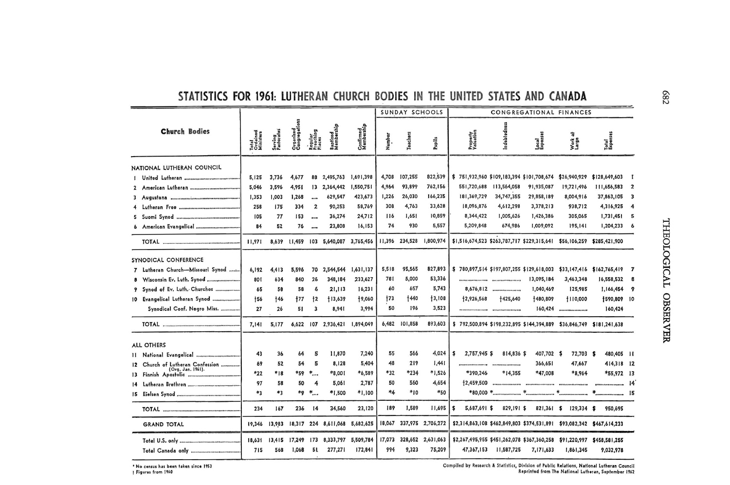# STATISTICS FOR 1961: LUTHERAN CHURCH BODIES IN THE UNITED STATES AND CANADA

| Church Bodies | Total Ordained Ministers | Serving Pastorates | Organized Congregations | Regular Preaching Places | Baptized Membership | Confirmed Membership | SUNDAY SCHOOLS Number | Teachers | Pupils | CONGREGATIONAL FINANCES Property Valuation | Indebtedness | Local Expenses | Work at Large | Total Expenses | |
|---|---|---|---|---|---|---|---|---|---|---|---|---|---|---|---|
| **NATIONAL LUTHERAN COUNCIL** | | | | | | | | | | | | | | | |
| 1 United Lutheran | 5,125 | 3,736 | 4,677 | 88 | 2,495,763 | 1,691,398 | 4,708 | 107,255 | 822,539 | $ 751,932,960 | $109,183,394 | $101,708,674 | $26,940,929 | $128,649,603 | 1 |
| 2 American Lutheran | 5,046 | 3,596 | 4,951 | 13 | 2,364,442 | 1,550,751 | 4,964 | 93,899 | 762,156 | 551,720,688 | 113,564,058 | 91,935,087 | 19,721,496 | 111,656,583 | 2 |
| 3 Augustana | 1,353 | 1,003 | 1,268 | .... | 629,547 | 423,673 | 1,226 | 26,030 | 166,235 | 181,369,729 | 34,747,355 | 29,858,189 | 8,004,916 | 37,863,105 | 3 |
| 4 Lutheran Free | 258 | 175 | 334 | 2 | 90,253 | 58,769 | 308 | 4,763 | 33,628 | 18,096,876 | 4,612,298 | 3,378,213 | 938,712 | 4,316,925 | 4 |
| 5 Suomi Synod | 105 | 77 | 153 | .... | 36,274 | 24,712 | 116 | 1,651 | 10,859 | 8,344,422 | 1,005,626 | 1,426,386 | 305,065 | 1,731,451 | 5 |
| 6 American Evangelical | 84 | 52 | 76 | .... | 23,808 | 16,153 | 74 | 930 | 5,557 | 5,209,848 | 674,986 | 1,009,092 | 195,141 | 1,204,233 | 6 |
| TOTAL | 11,971 | 8,639 | 11,459 | 103 | 5,640,087 | 3,765,456 | 11,396 | 234,528 | 1,800,974 | $1,516,674,523 | $263,787,717 | $229,315,641 | $56,106,259 | $285,421,900 | |
| **SYNODICAL CONFERENCE** | | | | | | | | | | | | | | | |
| 7 Lutheran Church—Missouri Synod | 6,192 | 4,413 | 5,596 | 70 | 2,544,544 | 1,631,137 | 5,518 | 95,565 | 827,893 | $ 780,897,514 | $197,807,255 | $129,618,003 | $33,147,416 | $162,765,419 | 7 |
| 8 Wisconsin Ev. Luth. Synod | 801 | 634 | 840 | 26 | 348,184 | 233,627 | 781 | 5,000 | 53,336 | .................. | .................. | 13,095,184 | 3,463,348 | 16,558,532 | 8 |
| 9 Synod of Ev. Luth. Churches | 65 | 58 | 58 | 6 | 21,113 | 16,231 | 60 | 657 | 5,743 | 8,676,812 | .................. | 1,040,469 | 125,985 | 1,166,454 | 9 |
| 10 Evangelical Lutheran Synod | †56 | †46 | †77 | †2 | †13,639 | †9,060 | †73 | †440 | †3,108 | †2,926,568 | †425,640 | †480,809 | †110,000 | †590,809 | 10 |
| Synodical Conf. Negro Miss. | 27 | 26 | 51 | 3 | 8,941 | 3,994 | 50 | 196 | 3,523 | .................. | .................. | 160,424 | .................. | 160,424 | |
| TOTAL | 7,141 | 5,177 | 6,622 | 107 | 2,936,421 | 1,894,049 | 6,482 | 101,858 | 893,603 | $ 792,500,894 | $198,232,895 | $144,394,889 | $36,846,749 | $181,241,638 | |
| **ALL OTHERS** | | | | | | | | | | | | | | | |
| 11 National Evangelical | 43 | 36 | 64 | 5 | 11,870 | 7,240 | 55 | 566 | 4,024 | $ 2,757,945 | $ 814,836 | $ 407,702 | $ 72,703 | $ 480,405 | 11 |
| 12 Church of Lutheran Confession (Org. Jan. 1961). | 69 | 52 | 54 | 5 | 8,128 | 5,404 | 48 | 219 | 1,441 | .................. | .................. | 366,651 | 47,667 | 414,318 | 12 |
| 13 Finnish Apostolic | *22 | *18 | *59 | *.... | *8,001 | *6,589 | *32 | *234 | *1,526 | *390,246 | *14,355 | *47,008 | *8,964 | *55,972 | 13 |
| 14 Lutheran Brethren | 97 | 58 | 50 | 4 | 5,061 | 2,787 | 50 | 560 | 4,654 | †2,459,500 | .................. | .................. | .................. | .................. | 14 |
| 15 Eielsen Synod | *3 | *3 | *9 | *.... | *1,500 | *1,100 | *4 | *10 | *50 | *80,000 | *.................. | *.................. | *.................. | *.................. | 15 |
| TOTAL | 234 | 167 | 236 | 14 | 34,560 | 23,120 | 189 | 1,589 | 11,695 | $ 5,687,691 | $ 829,191 | $ 821,361 | $ 129,334 | $ 950,695 | |
| GRAND TOTAL | 19,346 | 13,983 | 18,317 | 224 | 8,611,068 | 5,682,625 | 18,067 | 337,975 | 2,706,272 | $2,314,863,108 | $462,849,803 | $374,531,891 | $93,082,342 | $467,614,233 | |
| Total U.S. only | 18,631 | 13,415 | 17,249 | 173 | 8,333,797 | 5,509,784 | 17,073 | 328,652 | 2,631,063 | $2,267,495,955 | $451,262,078 | $367,360,258 | $91,220,997 | $458,581,255 | |
| Total Canada only | 715 | 568 | 1,068 | 51 | 277,271 | 172,841 | 994 | 9,323 | 75,209 | 47,367,153 | 11,587,725 | 7,171,633 | 1,861,345 | 9,032,978 | |

\* No census has been taken since 1953
† Figures from 1960

Compiled by Research & Statistics, Division of Public Relations, National Lutheran Council
Reprinted from The National Lutheran, September 1962